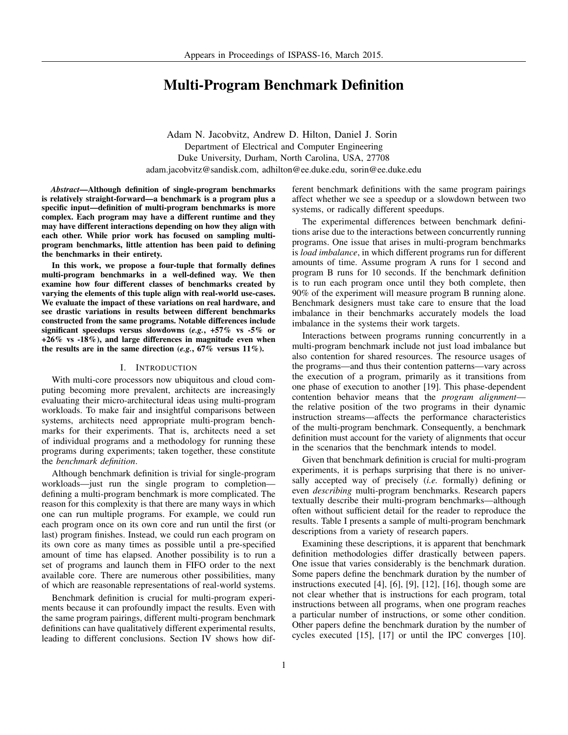# Multi-Program Benchmark Definition

Adam N. Jacobvitz, Andrew D. Hilton, Daniel J. Sorin
Department of Electrical and Computer Engineering
Duke University, Durham, North Carolina, USA, 27708
adam.jacobvitz@sandisk.com, adhilton@ee.duke.edu, sorin@ee.duke.edu

***Abstract*—Although definition of single-program benchmarks is relatively straight-forward—a benchmark is a program plus a specific input—definition of multi-program benchmarks is more complex. Each program may have a different runtime and they may have different interactions depending on how they align with each other. While prior work has focused on sampling multi-program benchmarks, little attention has been paid to defining the benchmarks in their entirety.**

**In this work, we propose a four-tuple that formally defines multi-program benchmarks in a well-defined way. We then examine how four different classes of benchmarks created by varying the elements of this tuple align with real-world use-cases. We evaluate the impact of these variations on real hardware, and see drastic variations in results between different benchmarks constructed from the same programs. Notable differences include significant speedups versus slowdowns (*e.g.*, +57% vs -5% or +26% vs -18%), and large differences in magnitude even when the results are in the same direction (*e.g.*, 67% versus 11%).**

## I. Introduction

With multi-core processors now ubiquitous and cloud computing becoming more prevalent, architects are increasingly evaluating their micro-architectural ideas using multi-program workloads. To make fair and insightful comparisons between systems, architects need appropriate multi-program benchmarks for their experiments. That is, architects need a set of individual programs and a methodology for running these programs during experiments; taken together, these constitute the *benchmark definition*.

Although benchmark definition is trivial for single-program workloads—just run the single program to completion—defining a multi-program benchmark is more complicated. The reason for this complexity is that there are many ways in which one can run multiple programs. For example, we could run each program once on its own core and run until the first (or last) program finishes. Instead, we could run each program on its own core as many times as possible until a pre-specified amount of time has elapsed. Another possibility is to run a set of programs and launch them in FIFO order to the next available core. There are numerous other possibilities, many of which are reasonable representations of real-world systems.

Benchmark definition is crucial for multi-program experiments because it can profoundly impact the results. Even with the same program pairings, different multi-program benchmark definitions can have qualitatively different experimental results, leading to different conclusions. Section IV shows how different benchmark definitions with the same program pairings affect whether we see a speedup or a slowdown between two systems, or radically different speedups.

The experimental differences between benchmark definitions arise due to the interactions between concurrently running programs. One issue that arises in multi-program benchmarks is *load imbalance*, in which different programs run for different amounts of time. Assume program A runs for 1 second and program B runs for 10 seconds. If the benchmark definition is to run each program once until they both complete, then 90% of the experiment will measure program B running alone. Benchmark designers must take care to ensure that the load imbalance in their benchmarks accurately models the load imbalance in the systems their work targets.

Interactions between programs running concurrently in a multi-program benchmark include not just load imbalance but also contention for shared resources. The resource usages of the programs—and thus their contention patterns—vary across the execution of a program, primarily as it transitions from one phase of execution to another [19]. This phase-dependent contention behavior means that the *program alignment*—the relative position of the two programs in their dynamic instruction streams—affects the performance characteristics of the multi-program benchmark. Consequently, a benchmark definition must account for the variety of alignments that occur in the scenarios that the benchmark intends to model.

Given that benchmark definition is crucial for multi-program experiments, it is perhaps surprising that there is no universally accepted way of precisely (*i.e.* formally) defining or even *describing* multi-program benchmarks. Research papers textually describe their multi-program benchmarks—although often without sufficient detail for the reader to reproduce the results. Table I presents a sample of multi-program benchmark descriptions from a variety of research papers.

Examining these descriptions, it is apparent that benchmark definition methodologies differ drastically between papers. One issue that varies considerably is the benchmark duration. Some papers define the benchmark duration by the number of instructions executed [4], [6], [9], [12], [16], though some are not clear whether that is instructions for each program, total instructions between all programs, when one program reaches a particular number of instructions, or some other condition. Other papers define the benchmark duration by the number of cycles executed [15], [17] or until the IPC converges [10].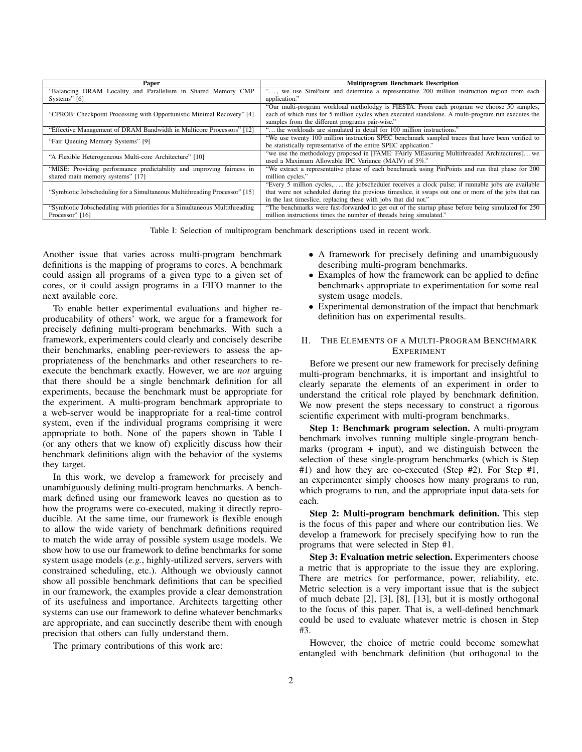| Paper | Multiprogram Benchmark Description |
| --- | --- |
| "Balancing DRAM Locality and Parallelism in Shared Memory CMP Systems" [6] | "..., we use SimPoint and determine a representative 200 million instruction region from each application." |
| "CPROB: Checkpoint Processing with Opportunistic Minimal Recovery" [4] | "Our multi-program workload methodolgy is FIESTA. From each program we choose 50 samples, each of which runs for 5 million cycles when executed standalone. A multi-program run executes the samples from the different programs pair-wise." |
| "Effective Management of DRAM Bandwidth in Multicore Processors" [12] | "...the workloads are simulated in detail for 100 million instructions." |
| "Fair Queuing Memory Systems" [9] | "We use twenty 100 million instruction SPEC benchmark sampled traces that have been verified to be statistically representative of the entire SPEC application." |
| "A Flexible Heterogeneous Multi-core Architecture" [10] | "we use the methodology proposed in [FAME: FAirly MEasuring Multithreaded Architectures]...we used a Maximum Allowable IPC Variance (MAIV) of 5%." |
| "MISE: Providing performance predictability and improving fairness in shared main memory systems" [17] | "We extract a representative phase of each benchmark using PinPoints and run that phase for 200 million cycles." |
| "Symbiotic Jobscheduling for a Simultaneous Multithreading Processor" [15] | "Every 5 million cycles,..., the jobscheduler receives a clock pulse; if runnable jobs are available that were not scheduled during the previous timeslice, it swaps out one or more of the jobs that ran in the last timeslice, replacing these with jobs that did not." |
| "Symbiotic Jobscheduling with priorities for a Simultaneous Multithreading Processor" [16] | "The benchmarks were fast-forwarded to get out of the startup phase before being simulated for 250 million instructions times the number of threads being simulated." |

Table I: Selection of multiprogram benchmark descriptions used in recent work.

Another issue that varies across multi-program benchmark definitions is the mapping of programs to cores. A benchmark could assign all programs of a given type to a given set of cores, or it could assign programs in a FIFO manner to the next available core.

To enable better experimental evaluations and higher reproducability of others' work, we argue for a framework for precisely defining multi-program benchmarks. With such a framework, experimenters could clearly and concisely describe their benchmarks, enabling peer-reviewers to assess the appropriateness of the benchmarks and other researchers to re-execute the benchmark exactly. However, we are *not* arguing that there should be a single benchmark definition for all experiments, because the benchmark must be appropriate for the experiment. A multi-program benchmark appropriate to a web-server would be inappropriate for a real-time control system, even if the individual programs comprising it were appropriate to both. None of the papers shown in Table I (or any others that we know of) explicitly discuss how their benchmark definitions align with the behavior of the systems they target.

In this work, we develop a framework for precisely and unambiguously defining multi-program benchmarks. A benchmark defined using our framework leaves no question as to how the programs were co-executed, making it directly reproducible. At the same time, our framework is flexible enough to allow the wide variety of benchmark definitions required to match the wide array of possible system usage models. We show how to use our framework to define benchmarks for some system usage models (*e.g.*, highly-utilized servers, servers with constrained scheduling, etc.). Although we obviously cannot show all possible benchmark definitions that can be specified in our framework, the examples provide a clear demonstration of its usefulness and importance. Architects targetting other systems can use our framework to define whatever benchmarks are appropriate, and can succinctly describe them with enough precision that others can fully understand them.

The primary contributions of this work are:

- A framework for precisely defining and unambiguously describing multi-program benchmarks.
- Examples of how the framework can be applied to define benchmarks appropriate to experimentation for some real system usage models.
- Experimental demonstration of the impact that benchmark definition has on experimental results.

## II. The Elements of a Multi-Program Benchmark Experiment

Before we present our new framework for precisely defining multi-program benchmarks, it is important and insightful to clearly separate the elements of an experiment in order to understand the critical role played by benchmark definition. We now present the steps necessary to construct a rigorous scientific experiment with multi-program benchmarks.

**Step 1: Benchmark program selection.** A multi-program benchmark involves running multiple single-program benchmarks (program + input), and we distinguish between the selection of these single-program benchmarks (which is Step #1) and how they are co-executed (Step #2). For Step #1, an experimenter simply chooses how many programs to run, which programs to run, and the appropriate input data-sets for each.

**Step 2: Multi-program benchmark definition.** This step is the focus of this paper and where our contribution lies. We develop a framework for precisely specifying how to run the programs that were selected in Step #1.

**Step 3: Evaluation metric selection.** Experimenters choose a metric that is appropriate to the issue they are exploring. There are metrics for performance, power, reliability, etc. Metric selection is a very important issue that is the subject of much debate [2], [3], [8], [13], but it is mostly orthogonal to the focus of this paper. That is, a well-defined benchmark could be used to evaluate whatever metric is chosen in Step #3.

However, the choice of metric could become somewhat entangled with benchmark definition (but orthogonal to the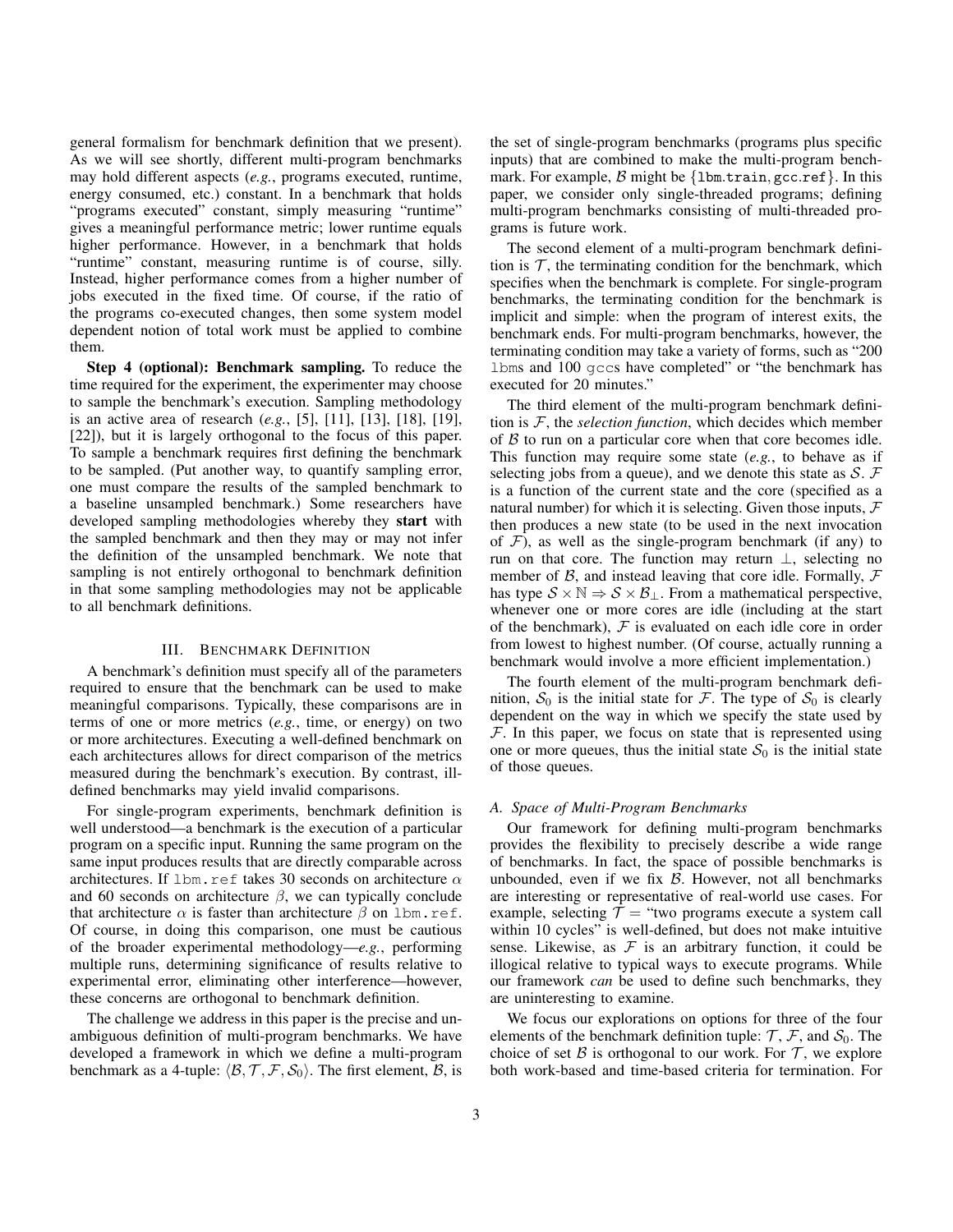general formalism for benchmark definition that we present). As we will see shortly, different multi-program benchmarks may hold different aspects (*e.g.*, programs executed, runtime, energy consumed, etc.) constant. In a benchmark that holds "programs executed" constant, simply measuring "runtime" gives a meaningful performance metric; lower runtime equals higher performance. However, in a benchmark that holds "runtime" constant, measuring runtime is of course, silly. Instead, higher performance comes from a higher number of jobs executed in the fixed time. Of course, if the ratio of the programs co-executed changes, then some system model dependent notion of total work must be applied to combine them.

**Step 4 (optional): Benchmark sampling.** To reduce the time required for the experiment, the experimenter may choose to sample the benchmark's execution. Sampling methodology is an active area of research (*e.g.*, [5], [11], [13], [18], [19], [22]), but it is largely orthogonal to the focus of this paper. To sample a benchmark requires first defining the benchmark to be sampled. (Put another way, to quantify sampling error, one must compare the results of the sampled benchmark to a baseline unsampled benchmark.) Some researchers have developed sampling methodologies whereby they **start** with the sampled benchmark and then they may or may not infer the definition of the unsampled benchmark. We note that sampling is not entirely orthogonal to benchmark definition in that some sampling methodologies may not be applicable to all benchmark definitions.

## III. Benchmark Definition

A benchmark's definition must specify all of the parameters required to ensure that the benchmark can be used to make meaningful comparisons. Typically, these comparisons are in terms of one or more metrics (*e.g.*, time, or energy) on two or more architectures. Executing a well-defined benchmark on each architectures allows for direct comparison of the metrics measured during the benchmark's execution. By contrast, ill-defined benchmarks may yield invalid comparisons.

For single-program experiments, benchmark definition is well understood—a benchmark is the execution of a particular program on a specific input. Running the same program on the same input produces results that are directly comparable across architectures. If `lbm.ref` takes 30 seconds on architecture $\alpha$ and 60 seconds on architecture $\beta$, we can typically conclude that architecture $\alpha$ is faster than architecture $\beta$ on `lbm.ref`. Of course, in doing this comparison, one must be cautious of the broader experimental methodology—*e.g.*, performing multiple runs, determining significance of results relative to experimental error, eliminating other interference—however, these concerns are orthogonal to benchmark definition.

The challenge we address in this paper is the precise and unambiguous definition of multi-program benchmarks. We have developed a framework in which we define a multi-program benchmark as a 4-tuple: $\langle \mathcal{B}, \mathcal{T}, \mathcal{F}, \mathcal{S}_0 \rangle$. The first element, $\mathcal{B}$, is the set of single-program benchmarks (programs plus specific inputs) that are combined to make the multi-program benchmark. For example, $\mathcal{B}$ might be $\{\texttt{lbm.train}, \texttt{gcc.ref}\}$. In this paper, we consider only single-threaded programs; defining multi-program benchmarks consisting of multi-threaded programs is future work.

The second element of a multi-program benchmark definition is $\mathcal{T}$, the terminating condition for the benchmark, which specifies when the benchmark is complete. For single-program benchmarks, the terminating condition for the benchmark is implicit and simple: when the program of interest exits, the benchmark ends. For multi-program benchmarks, however, the terminating condition may take a variety of forms, such as "200 `lbm`s and 100 `gcc`s have completed" or "the benchmark has executed for 20 minutes."

The third element of the multi-program benchmark definition is $\mathcal{F}$, the *selection function*, which decides which member of $\mathcal{B}$ to run on a particular core when that core becomes idle. This function may require some state (*e.g.*, to behave as if selecting jobs from a queue), and we denote this state as $\mathcal{S}$. $\mathcal{F}$ is a function of the current state and the core (specified as a natural number) for which it is selecting. Given those inputs, $\mathcal{F}$ then produces a new state (to be used in the next invocation of $\mathcal{F}$), as well as the single-program benchmark (if any) to run on that core. The function may return $\bot$, selecting no member of $\mathcal{B}$, and instead leaving that core idle. Formally, $\mathcal{F}$ has type $\mathcal{S} \times \mathbb{N} \Rightarrow \mathcal{S} \times \mathcal{B}_\bot$. From a mathematical perspective, whenever one or more cores are idle (including at the start of the benchmark), $\mathcal{F}$ is evaluated on each idle core in order from lowest to highest number. (Of course, actually running a benchmark would involve a more efficient implementation.)

The fourth element of the multi-program benchmark definition, $\mathcal{S}_0$ is the initial state for $\mathcal{F}$. The type of $\mathcal{S}_0$ is clearly dependent on the way in which we specify the state used by $\mathcal{F}$. In this paper, we focus on state that is represented using one or more queues, thus the initial state $\mathcal{S}_0$ is the initial state of those queues.

### A. Space of Multi-Program Benchmarks

Our framework for defining multi-program benchmarks provides the flexibility to precisely describe a wide range of benchmarks. In fact, the space of possible benchmarks is unbounded, even if we fix $\mathcal{B}$. However, not all benchmarks are interesting or representative of real-world use cases. For example, selecting $\mathcal{T}$ = "two programs execute a system call within 10 cycles" is well-defined, but does not make intuitive sense. Likewise, as $\mathcal{F}$ is an arbitrary function, it could be illogical relative to typical ways to execute programs. While our framework *can* be used to define such benchmarks, they are uninteresting to examine.

We focus our explorations on options for three of the four elements of the benchmark definition tuple: $\mathcal{T}$, $\mathcal{F}$, and $\mathcal{S}_0$. The choice of set $\mathcal{B}$ is orthogonal to our work. For $\mathcal{T}$, we explore both work-based and time-based criteria for termination. For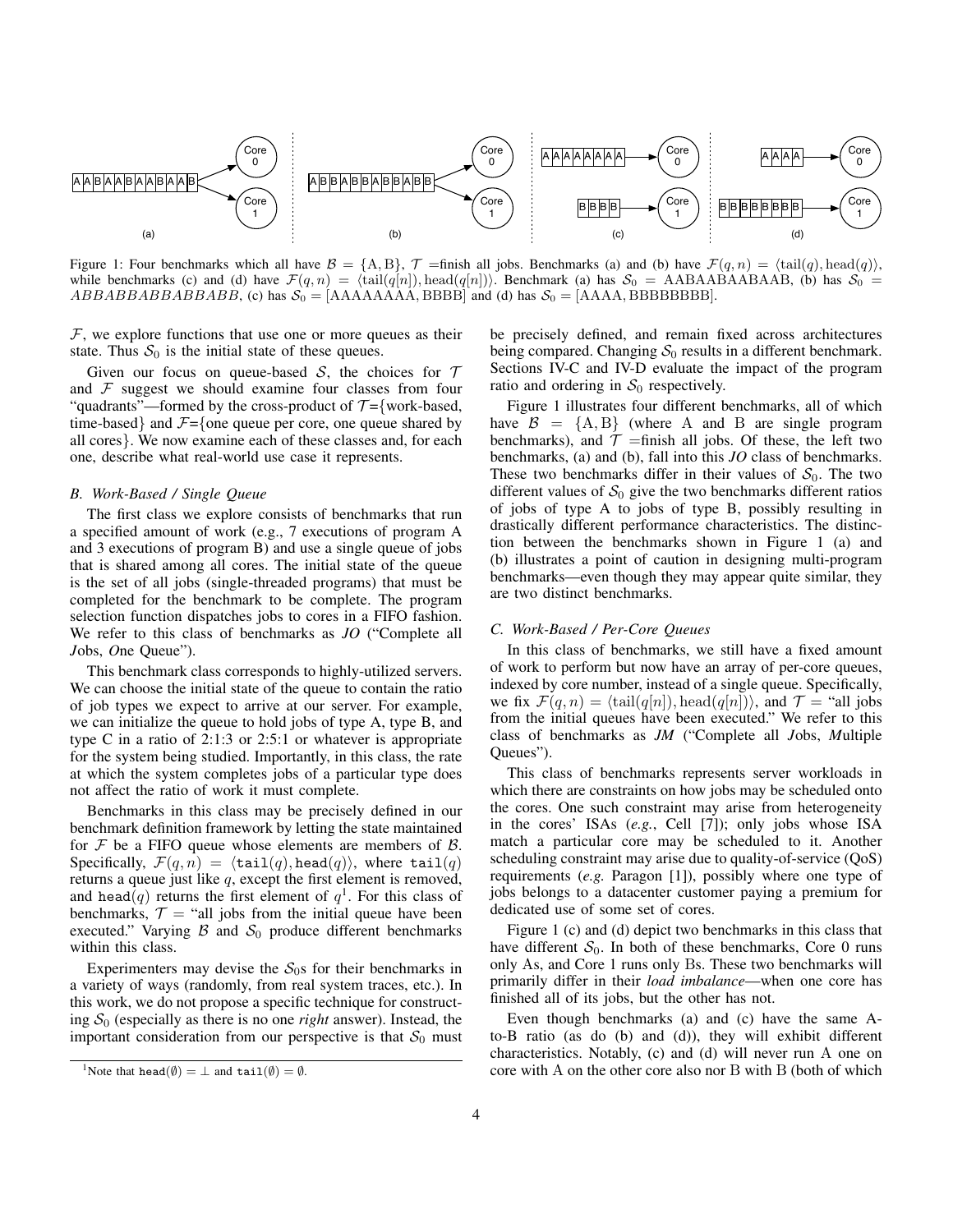A A B A A B A A B A A B

Core 0

Core 1

(a)

A B B A B B A B B A B B

Core 0

Core 1

(b)

A A A A A A A A

Core 0

B B B B

Core 1

(c)

A A A A

Core 0

B B B B B B B B

Core 1

(d)

Figure 1: Four benchmarks which all have $\mathcal{B} = \{\mathrm{A}, \mathrm{B}\}$, $\mathcal{T}$ =finish all jobs. Benchmarks (a) and (b) have $\mathcal{F}(q, n) = \langle \mathrm{tail}(q), \mathrm{head}(q) \rangle$, while benchmarks (c) and (d) have $\mathcal{F}(q, n) = \langle \mathrm{tail}(q[n]), \mathrm{head}(q[n]) \rangle$. Benchmark (a) has $\mathcal{S}_0$ = AABAABAABAAB, (b) has $\mathcal{S}_0 = ABBABBABBABBABB$, (c) has $\mathcal{S}_0$ = [AAAAAAAA, BBBB] and (d) has $\mathcal{S}_0$ = [AAAA, BBBBBBBB].

$\mathcal{F}$, we explore functions that use one or more queues as their state. Thus $\mathcal{S}_0$ is the initial state of these queues.

Given our focus on queue-based $\mathcal{S}$, the choices for $\mathcal{T}$ and $\mathcal{F}$ suggest we should examine four classes from four "quadrants"—formed by the cross-product of $\mathcal{T}$={work-based, time-based} and $\mathcal{F}$={one queue per core, one queue shared by all cores}. We now examine each of these classes and, for each one, describe what real-world use case it represents.

### B. Work-Based / Single Queue

The first class we explore consists of benchmarks that run a specified amount of work (e.g., 7 executions of program A and 3 executions of program B) and use a single queue of jobs that is shared among all cores. The initial state of the queue is the set of all jobs (single-threaded programs) that must be completed for the benchmark to be complete. The program selection function dispatches jobs to cores in a FIFO fashion. We refer to this class of benchmarks as *JO* ("Complete all *J*obs, *O*ne Queue").

This benchmark class corresponds to highly-utilized servers. We can choose the initial state of the queue to contain the ratio of job types we expect to arrive at our server. For example, we can initialize the queue to hold jobs of type A, type B, and type C in a ratio of 2:1:3 or 2:5:1 or whatever is appropriate for the system being studied. Importantly, in this class, the rate at which the system completes jobs of a particular type does not affect the ratio of work it must complete.

Benchmarks in this class may be precisely defined in our benchmark definition framework by letting the state maintained for $\mathcal{F}$ be a FIFO queue whose elements are members of $\mathcal{B}$. Specifically, $\mathcal{F}(q, n) = \langle \mathtt{tail}(q), \mathtt{head}(q) \rangle$, where $\mathtt{tail}(q)$ returns a queue just like $q$, except the first element is removed, and $\mathtt{head}(q)$ returns the first element of $q$[1]. For this class of benchmarks, $\mathcal{T}$ = "all jobs from the initial queue have been executed." Varying $\mathcal{B}$ and $\mathcal{S}_0$ produce different benchmarks within this class.

Experimenters may devise the $\mathcal{S}_0$s for their benchmarks in a variety of ways (randomly, from real system traces, etc.). In this work, we do not propose a specific technique for constructing $\mathcal{S}_0$ (especially as there is no one *right* answer). Instead, the important consideration from our perspective is that $\mathcal{S}_0$ must be precisely defined, and remain fixed across architectures being compared. Changing $\mathcal{S}_0$ results in a different benchmark. Sections IV-C and IV-D evaluate the impact of the program ratio and ordering in $\mathcal{S}_0$ respectively.

Figure 1 illustrates four different benchmarks, all of which have $\mathcal{B} = \{\mathrm{A}, \mathrm{B}\}$ (where A and B are single program benchmarks), and $\mathcal{T}$ =finish all jobs. Of these, the left two benchmarks, (a) and (b), fall into this *JO* class of benchmarks. These two benchmarks differ in their values of $\mathcal{S}_0$. The two different values of $\mathcal{S}_0$ give the two benchmarks different ratios of jobs of type A to jobs of type B, possibly resulting in drastically different performance characteristics. The distinction between the benchmarks shown in Figure 1 (a) and (b) illustrates a point of caution in designing multi-program benchmarks—even though they may appear quite similar, they are two distinct benchmarks.

### C. Work-Based / Per-Core Queues

In this class of benchmarks, we still have a fixed amount of work to perform but now have an array of per-core queues, indexed by core number, instead of a single queue. Specifically, we fix $\mathcal{F}(q, n) = \langle \mathrm{tail}(q[n]), \mathrm{head}(q[n]) \rangle$, and $\mathcal{T}$ = "all jobs from the initial queues have been executed." We refer to this class of benchmarks as *JM* ("Complete all *J*obs, *M*ultiple Queues").

This class of benchmarks represents server workloads in which there are constraints on how jobs may be scheduled onto the cores. One such constraint may arise from heterogeneity in the cores' ISAs (*e.g.*, Cell [7]); only jobs whose ISA match a particular core may be scheduled to it. Another scheduling constraint may arise due to quality-of-service (QoS) requirements (*e.g.* Paragon [1]), possibly where one type of jobs belongs to a datacenter customer paying a premium for dedicated use of some set of cores.

Figure 1 (c) and (d) depict two benchmarks in this class that have different $\mathcal{S}_0$. In both of these benchmarks, Core 0 runs only As, and Core 1 runs only Bs. These two benchmarks will primarily differ in their *load imbalance*—when one core has finished all of its jobs, but the other has not.

Even though benchmarks (a) and (c) have the same A-to-B ratio (as do (b) and (d)), they will exhibit different characteristics. Notably, (c) and (d) will never run A one on core with A on the other core also nor B with B (both of which

[1]Note that $\mathtt{head}(\emptyset) = \perp$ and $\mathtt{tail}(\emptyset) = \emptyset$.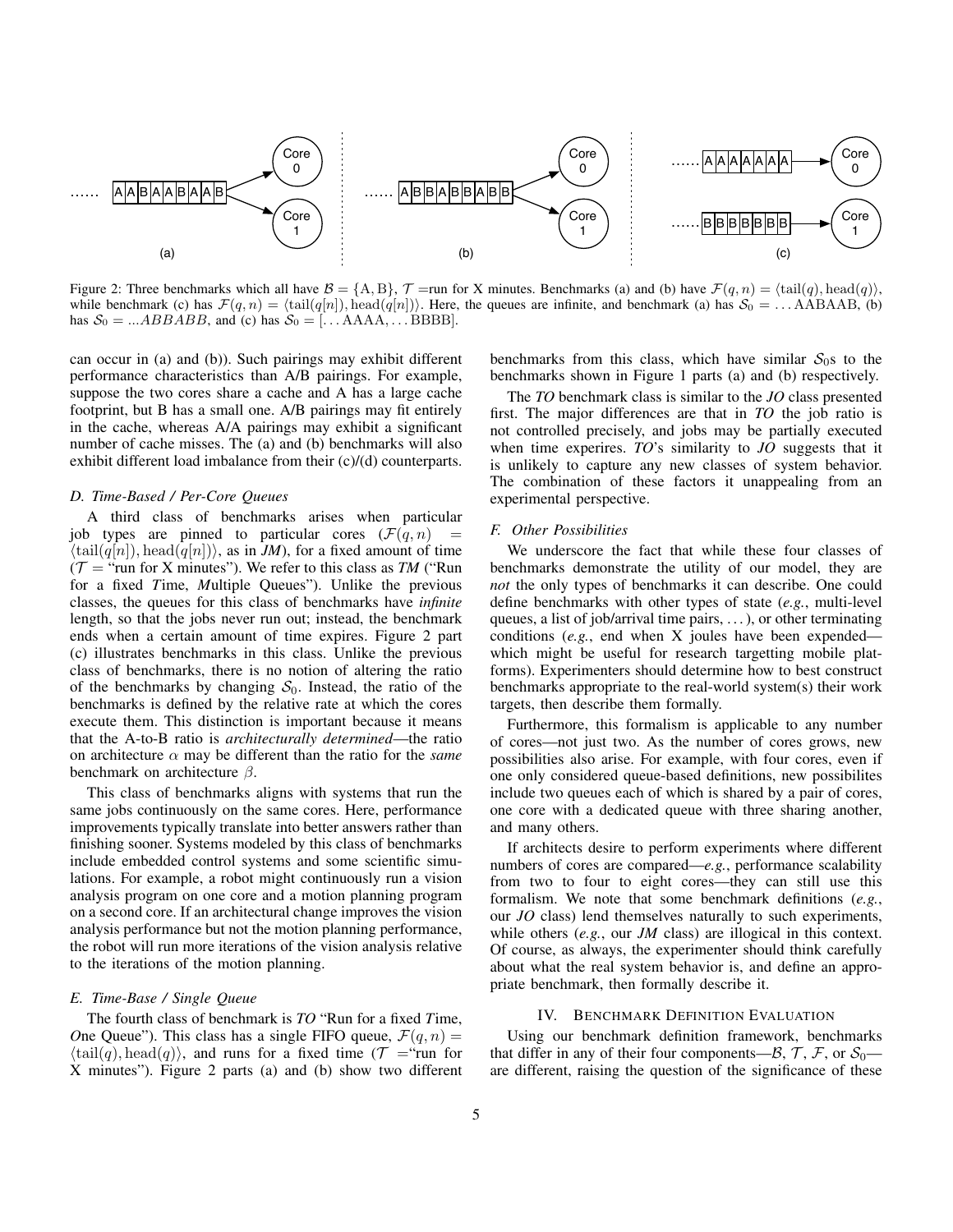...... A A B A A B A A B → Core 0, Core 1
(a)

...... A B B A B B A B B → Core 0, Core 1
(b)

...... A A A A A A A → Core 0

...... B B B B B B B → Core 1
(c)

Figure 2: Three benchmarks which all have $\mathcal{B} = \{\mathrm{A}, \mathrm{B}\}$, $\mathcal{T}$ =run for X minutes. Benchmarks (a) and (b) have $\mathcal{F}(q, n) = \langle \mathrm{tail}(q), \mathrm{head}(q) \rangle$, while benchmark (c) has $\mathcal{F}(q, n) = \langle \mathrm{tail}(q[n]), \mathrm{head}(q[n]) \rangle$. Here, the queues are infinite, and benchmark (a) has $\mathcal{S}_0 = \ldots \mathrm{AABAAB}$, (b) has $\mathcal{S}_0 = ...ABBABB$, and (c) has $\mathcal{S}_0 = [\ldots \mathrm{AAAA}, \ldots \mathrm{BBBB}]$.

can occur in (a) and (b)). Such pairings may exhibit different performance characteristics than A/B pairings. For example, suppose the two cores share a cache and A has a large cache footprint, but B has a small one. A/B pairings may fit entirely in the cache, whereas A/A pairings may exhibit a significant number of cache misses. The (a) and (b) benchmarks will also exhibit different load imbalance from their (c)/(d) counterparts.

### D. Time-Based / Per-Core Queues

A third class of benchmarks arises when particular job types are pinned to particular cores ($\mathcal{F}(q, n) = \langle \mathrm{tail}(q[n]), \mathrm{head}(q[n]) \rangle$, as in *JM*), for a fixed amount of time ($\mathcal{T}$ = "run for X minutes"). We refer to this class as *TM* ("Run for a fixed *T*ime, *M*ultiple Queues"). Unlike the previous classes, the queues for this class of benchmarks have *infinite* length, so that the jobs never run out; instead, the benchmark ends when a certain amount of time expires. Figure 2 part (c) illustrates benchmarks in this class. Unlike the previous class of benchmarks, there is no notion of altering the ratio of the benchmarks by changing $\mathcal{S}_0$. Instead, the ratio of the benchmarks is defined by the relative rate at which the cores execute them. This distinction is important because it means that the A-to-B ratio is *architecturally determined*—the ratio on architecture $\alpha$ may be different than the ratio for the *same* benchmark on architecture $\beta$.

This class of benchmarks aligns with systems that run the same jobs continuously on the same cores. Here, performance improvements typically translate into better answers rather than finishing sooner. Systems modeled by this class of benchmarks include embedded control systems and some scientific simulations. For example, a robot might continuously run a vision analysis program on one core and a motion planning program on a second core. If an architectural change improves the vision analysis performance but not the motion planning performance, the robot will run more iterations of the vision analysis relative to the iterations of the motion planning.

### E. Time-Base / Single Queue

The fourth class of benchmark is *TO* "Run for a fixed *T*ime, *O*ne Queue"). This class has a single FIFO queue, $\mathcal{F}(q, n) = \langle \mathrm{tail}(q), \mathrm{head}(q) \rangle$, and runs for a fixed time ($\mathcal{T}$ ="run for X minutes"). Figure 2 parts (a) and (b) show two different benchmarks from this class, which have similar $\mathcal{S}_0$s to the benchmarks shown in Figure 1 parts (a) and (b) respectively.

The *TO* benchmark class is similar to the *JO* class presented first. The major differences are that in *TO* the job ratio is not controlled precisely, and jobs may be partially executed when time experires. *TO*'s similarity to *JO* suggests that it is unlikely to capture any new classes of system behavior. The combination of these factors it unappealing from an experimental perspective.

### F. Other Possibilities

We underscore the fact that while these four classes of benchmarks demonstrate the utility of our model, they are *not* the only types of benchmarks it can describe. One could define benchmarks with other types of state (*e.g.*, multi-level queues, a list of job/arrival time pairs, ... ), or other terminating conditions (*e.g.*, end when X joules have been expended—which might be useful for research targetting mobile platforms). Experimenters should determine how to best construct benchmarks appropriate to the real-world system(s) their work targets, then describe them formally.

Furthermore, this formalism is applicable to any number of cores—not just two. As the number of cores grows, new possibilities also arise. For example, with four cores, even if one only considered queue-based definitions, new possibilites include two queues each of which is shared by a pair of cores, one core with a dedicated queue with three sharing another, and many others.

If architects desire to perform experiments where different numbers of cores are compared—*e.g.*, performance scalability from two to four to eight cores—they can still use this formalism. We note that some benchmark definitions (*e.g.*, our *JO* class) lend themselves naturally to such experiments, while others (*e.g.*, our *JM* class) are illogical in this context. Of course, as always, the experimenter should think carefully about what the real system behavior is, and define an appropriate benchmark, then formally describe it.

## IV. Benchmark Definition Evaluation

Using our benchmark definition framework, benchmarks that differ in any of their four components—$\mathcal{B}$, $\mathcal{T}$, $\mathcal{F}$, or $\mathcal{S}_0$—are different, raising the question of the significance of these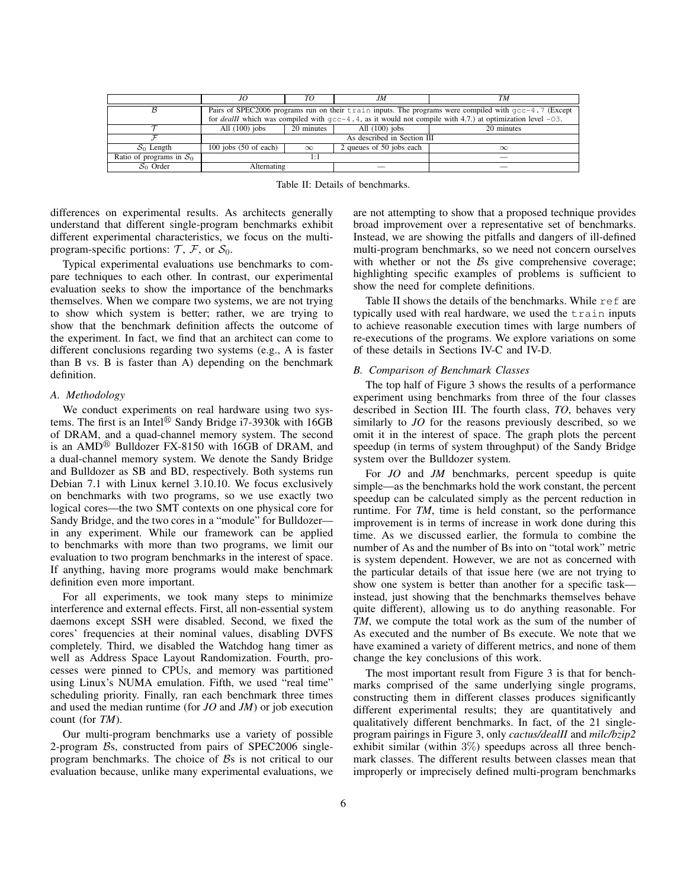| | *JO* | *TO* | *JM* | *TM* |
|---|---|---|---|---|
| $\mathcal{B}$ | Pairs of SPEC2006 programs run on their `train` inputs. The programs were compiled with `gcc-4.7` (Except for *dealII* which was compiled with `gcc-4.4`, as it would not compile with 4.7.) at optimization level `-O3`. | | | |
| $\mathcal{T}$ | All (100) jobs | 20 minutes | All (100) jobs | 20 minutes |
| $\mathcal{F}$ | As described in Section III | | | |
| $\mathcal{S}_0$ Length | 100 jobs (50 of each) | $\infty$ | 2 queues of 50 jobs each | $\infty$ |
| Ratio of programs in $\mathcal{S}_0$ | 1:1 | | | — |
| $\mathcal{S}_0$ Order | Alternating | | — | — |

Table II: Details of benchmarks.

differences on experimental results. As architects generally understand that different single-program benchmarks exhibit different experimental characteristics, we focus on the multi-program-specific portions: $\mathcal{T}$, $\mathcal{F}$, or $\mathcal{S}_0$.

Typical experimental evaluations use benchmarks to compare techniques to each other. In contrast, our experimental evaluation seeks to show the importance of the benchmarks themselves. When we compare two systems, we are not trying to show which system is better; rather, we are trying to show that the benchmark definition affects the outcome of the experiment. In fact, we find that an architect can come to different conclusions regarding two systems (e.g., A is faster than B vs. B is faster than A) depending on the benchmark definition.

### A. Methodology

We conduct experiments on real hardware using two systems. The first is an Intel® Sandy Bridge i7-3930k with 16GB of DRAM, and a quad-channel memory system. The second is an AMD® Bulldozer FX-8150 with 16GB of DRAM, and a dual-channel memory system. We denote the Sandy Bridge and Bulldozer as SB and BD, respectively. Both systems run Debian 7.1 with Linux kernel 3.10.10. We focus exclusively on benchmarks with two programs, so we use exactly two logical cores—the two SMT contexts on one physical core for Sandy Bridge, and the two cores in a "module" for Bulldozer—in any experiment. While our framework can be applied to benchmarks with more than two programs, we limit our evaluation to two program benchmarks in the interest of space. If anything, having more programs would make benchmark definition even more important.

For all experiments, we took many steps to minimize interference and external effects. First, all non-essential system daemons except SSH were disabled. Second, we fixed the cores' frequencies at their nominal values, disabling DVFS completely. Third, we disabled the Watchdog hang timer as well as Address Space Layout Randomization. Fourth, processes were pinned to CPUs, and memory was partitioned using Linux's NUMA emulation. Fifth, we used "real time" scheduling priority. Finally, ran each benchmark three times and used the median runtime (for *JO* and *JM*) or job execution count (for *TM*).

Our multi-program benchmarks use a variety of possible 2-program $\mathcal{B}$s, constructed from pairs of SPEC2006 single-program benchmarks. The choice of $\mathcal{B}$s is not critical to our evaluation because, unlike many experimental evaluations, we are not attempting to show that a proposed technique provides broad improvement over a representative set of benchmarks. Instead, we are showing the pitfalls and dangers of ill-defined multi-program benchmarks, so we need not concern ourselves with whether or not the $\mathcal{B}$s give comprehensive coverage; highlighting specific examples of problems is sufficient to show the need for complete definitions.

Table II shows the details of the benchmarks. While `ref` are typically used with real hardware, we used the `train` inputs to achieve reasonable execution times with large numbers of re-executions of the programs. We explore variations on some of these details in Sections IV-C and IV-D.

### B. Comparison of Benchmark Classes

The top half of Figure 3 shows the results of a performance experiment using benchmarks from three of the four classes described in Section III. The fourth class, *TO*, behaves very similarly to *JO* for the reasons previously described, so we omit it in the interest of space. The graph plots the percent speedup (in terms of system throughput) of the Sandy Bridge system over the Bulldozer system.

For *JO* and *JM* benchmarks, percent speedup is quite simple—as the benchmarks hold the work constant, the percent speedup can be calculated simply as the percent reduction in runtime. For *TM*, time is held constant, so the performance improvement is in terms of increase in work done during this time. As we discussed earlier, the formula to combine the number of As and the number of Bs into on "total work" metric is system dependent. However, we are not as concerned with the particular details of that issue here (we are not trying to show one system is better than another for a specific task—instead, just showing that the benchmarks themselves behave quite different), allowing us to do anything reasonable. For *TM*, we compute the total work as the sum of the number of As executed and the number of Bs execute. We note that we have examined a variety of different metrics, and none of them change the key conclusions of this work.

The most important result from Figure 3 is that for benchmarks comprised of the same underlying single programs, constructing them in different classes produces significantly different experimental results; they are quantitatively and qualitatively different benchmarks. In fact, of the 21 single-program pairings in Figure 3, only *cactus/dealII* and *milc/bzip2* exhibit similar (within 3%) speedups across all three benchmark classes. The different results between classes mean that improperly or imprecisely defined multi-program benchmarks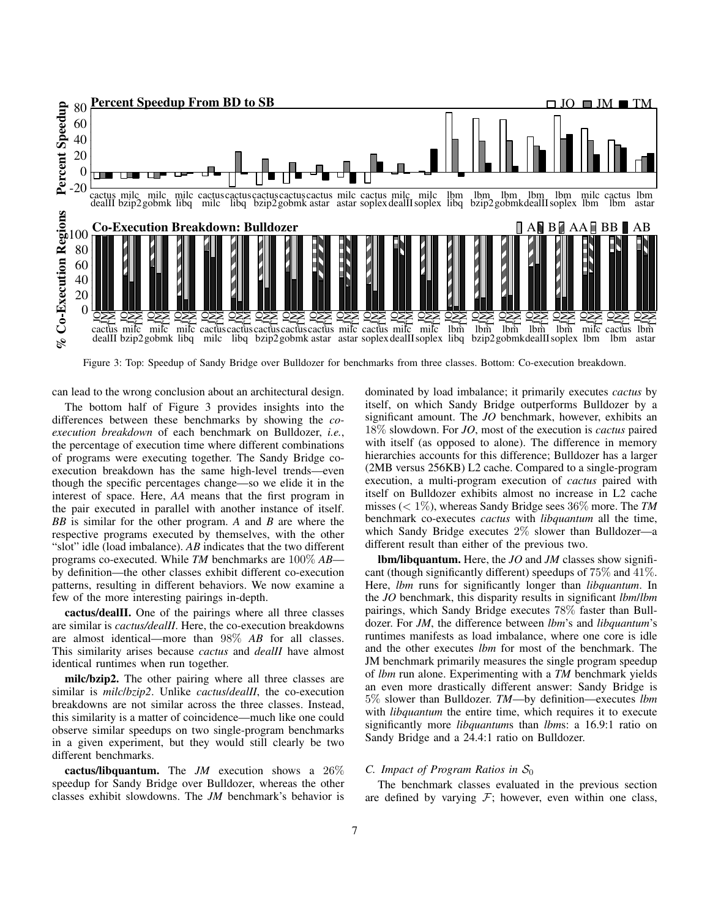Figure 3: Top: Speedup of Sandy Bridge over Bulldozer for benchmarks from three classes. Bottom: Co-execution breakdown.

can lead to the wrong conclusion about an architectural design.

The bottom half of Figure 3 provides insights into the differences between these benchmarks by showing the *co-execution breakdown* of each benchmark on Bulldozer, *i.e.*, the percentage of execution time where different combinations of programs were executing together. The Sandy Bridge co-execution breakdown has the same high-level trends—even though the specific percentages change—so we elide it in the interest of space. Here, *AA* means that the first program in the pair executed in parallel with another instance of itself. *BB* is similar for the other program. *A* and *B* are where the respective programs executed by themselves, with the other "slot" idle (load imbalance). *AB* indicates that the two different programs co-executed. While *TM* benchmarks are $100\%$ *AB*—by definition—the other classes exhibit different co-execution patterns, resulting in different behaviors. We now examine a few of the more interesting pairings in-depth.

**cactus/dealII.** One of the pairings where all three classes are similar is *cactus/dealII*. Here, the co-execution breakdowns are almost identical—more than $98\%$ *AB* for all classes. This similarity arises because *cactus* and *dealII* have almost identical runtimes when run together.

**milc/bzip2.** The other pairing where all three classes are similar is *milc/bzip2*. Unlike *cactus/dealII*, the co-execution breakdowns are not similar across the three classes. Instead, this similarity is a matter of coincidence—much like one could observe similar speedups on two single-program benchmarks in a given experiment, but they would still clearly be two different benchmarks.

**cactus/libquantum.** The *JM* execution shows a $26\%$ speedup for Sandy Bridge over Bulldozer, whereas the other classes exhibit slowdowns. The *JM* benchmark's behavior is dominated by load imbalance; it primarily executes *cactus* by itself, on which Sandy Bridge outperforms Bulldozer by a significant amount. The *JO* benchmark, however, exhibits an $18\%$ slowdown. For *JO*, most of the execution is *cactus* paired with itself (as opposed to alone). The difference in memory hierarchies accounts for this difference; Bulldozer has a larger (2MB versus 256KB) L2 cache. Compared to a single-program execution, a multi-program execution of *cactus* paired with itself on Bulldozer exhibits almost no increase in L2 cache misses ($< 1\%$), whereas Sandy Bridge sees $36\%$ more. The *TM* benchmark co-executes *cactus* with *libquantum* all the time, which Sandy Bridge executes $2\%$ slower than Bulldozer—a different result than either of the previous two.

**lbm/libquantum.** Here, the *JO* and *JM* classes show significant (though significantly different) speedups of $75\%$ and $41\%$. Here, *lbm* runs for significantly longer than *libquantum*. In the *JO* benchmark, this disparity results in significant *lbm*/*lbm* pairings, which Sandy Bridge executes $78\%$ faster than Bulldozer. For *JM*, the difference between *lbm*'s and *libquantum*'s runtimes manifests as load imbalance, where one core is idle and the other executes *lbm* for most of the benchmark. The JM benchmark primarily measures the single program speedup of *lbm* run alone. Experimenting with a *TM* benchmark yields an even more drastically different answer: Sandy Bridge is $5\%$ slower than Bulldozer. *TM*—by definition—executes *lbm* with *libquantum* the entire time, which requires it to execute significantly more *libquantum*s than *lbm*s: a 16.9:1 ratio on Sandy Bridge and a 24.4:1 ratio on Bulldozer.

### C. Impact of Program Ratios in $\mathcal{S}_0$

The benchmark classes evaluated in the previous section are defined by varying $\mathcal{F}$; however, even within one class,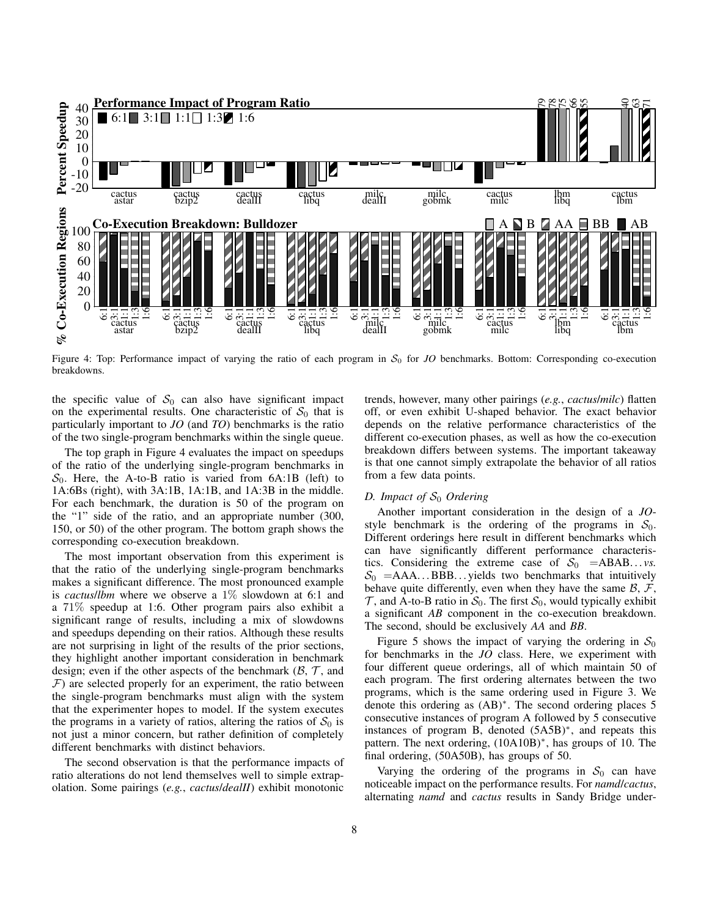Performance Impact of Program Ratio

Percent Speedup

6:1 3:1 1:1 1:3 1:6

79 78 75 66 55 40 63 71

cactus astar, cactus bzip2, cactus dealII, cactus libq, milc dealII, milc gobmk, cactus milc, lbm libq, cactus lbm

Co-Execution Breakdown: Bulldozer

A B AA BB AB

% Co-Execution Regions

6:1 3:1 1:1 1:3 1:6

cactus astar, cactus bzip2, cactus dealII, cactus libq, milc dealII, milc gobmk, cactus milc, lbm libq, cactus lbm

Figure 4: Top: Performance impact of varying the ratio of each program in $\mathcal{S}_0$ for *JO* benchmarks. Bottom: Corresponding co-execution breakdowns.

the specific value of $\mathcal{S}_0$ can also have significant impact on the experimental results. One characteristic of $\mathcal{S}_0$ that is particularly important to *JO* (and *TO*) benchmarks is the ratio of the two single-program benchmarks within the single queue.

The top graph in Figure 4 evaluates the impact on speedups of the ratio of the underlying single-program benchmarks in $\mathcal{S}_0$. Here, the A-to-B ratio is varied from 6A:1B (left) to 1A:6Bs (right), with 3A:1B, 1A:1B, and 1A:3B in the middle. For each benchmark, the duration is 50 of the program on the "1" side of the ratio, and an appropriate number (300, 150, or 50) of the other program. The bottom graph shows the corresponding co-execution breakdown.

The most important observation from this experiment is that the ratio of the underlying single-program benchmarks makes a significant difference. The most pronounced example is *cactus*/*lbm* where we observe a 1% slowdown at 6:1 and a 71% speedup at 1:6. Other program pairs also exhibit a significant range of results, including a mix of slowdowns and speedups depending on their ratios. Although these results are not surprising in light of the results of the prior sections, they highlight another important consideration in benchmark design; even if the other aspects of the benchmark ($\mathcal{B}$, $\mathcal{T}$, and $\mathcal{F}$) are selected properly for an experiment, the ratio between the single-program benchmarks must align with the system that the experimenter hopes to model. If the system executes the programs in a variety of ratios, altering the ratios of $\mathcal{S}_0$ is not just a minor concern, but rather definition of completely different benchmarks with distinct behaviors.

The second observation is that the performance impacts of ratio alterations do not lend themselves well to simple extrapolation. Some pairings (*e.g.*, *cactus*/*dealII*) exhibit monotonic trends, however, many other pairings (*e.g.*, *cactus*/*milc*) flatten off, or even exhibit U-shaped behavior. The exact behavior depends on the relative performance characteristics of the different co-execution phases, as well as how the co-execution breakdown differs between systems. The important takeaway is that one cannot simply extrapolate the behavior of all ratios from a few data points.

### D. Impact of $\mathcal{S}_0$ Ordering

Another important consideration in the design of a *JO*-style benchmark is the ordering of the programs in $\mathcal{S}_0$. Different orderings here result in different benchmarks which can have significantly different performance characteristics. Considering the extreme case of $\mathcal{S}_0$ =ABAB... *vs.* $\mathcal{S}_0$ =AAA...BBB... yields two benchmarks that intuitively behave quite differently, even when they have the same $\mathcal{B}$, $\mathcal{F}$, $\mathcal{T}$, and A-to-B ratio in $\mathcal{S}_0$. The first $\mathcal{S}_0$, would typically exhibit a significant *AB* component in the co-execution breakdown. The second, should be exclusively *AA* and *BB*.

Figure 5 shows the impact of varying the ordering in $\mathcal{S}_0$ for benchmarks in the *JO* class. Here, we experiment with four different queue orderings, all of which maintain 50 of each program. The first ordering alternates between the two programs, which is the same ordering used in Figure 3. We denote this ordering as $(AB)^*$. The second ordering places 5 consecutive instances of program A followed by 5 consecutive instances of program B, denoted $(5A5B)^*$, and repeats this pattern. The next ordering, $(10A10B)^*$, has groups of 10. The final ordering, (50A50B), has groups of 50.

Varying the ordering of the programs in $\mathcal{S}_0$ can have noticeable impact on the performance results. For *namd*/*cactus*, alternating *namd* and *cactus* results in Sandy Bridge under-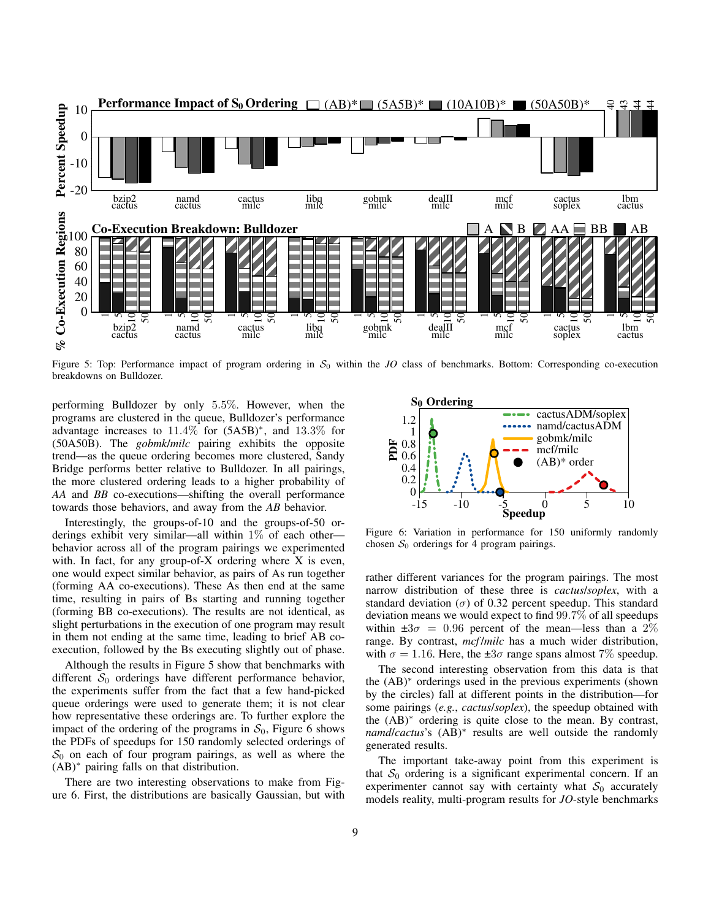Performance Impact of $S_0$ Ordering

(AB)* (5A5B)* (10A10B)* (50A50B)*

Percent Speedup

10
0
-10
-20

40 43 44 44

bzip2 cactus
namd cactus
cactus milc
libq milc
gobmk milc
dealII milc
mcf milc
cactus soplex
lbm cactus

Co-Execution Breakdown: Bulldozer

A B AA BB AB

% Co-Execution Regions

100
80
60
40
20
0

1 5 10 50

bzip2 cactus
namd cactus
cactus milc
libq milc
gobmk milc
dealII milc
mcf milc
cactus soplex
lbm cactus

Figure 5: Top: Performance impact of program ordering in $\mathcal{S}_0$ within the *JO* class of benchmarks. Bottom: Corresponding co-execution breakdowns on Bulldozer.

performing Bulldozer by only 5.5%. However, when the programs are clustered in the queue, Bulldozer's performance advantage increases to 11.4% for (5A5B)*, and 13.3% for (50A50B). The *gobmk*/*milc* pairing exhibits the opposite trend—as the queue ordering becomes more clustered, Sandy Bridge performs better relative to Bulldozer. In all pairings, the more clustered ordering leads to a higher probability of *AA* and *BB* co-executions—shifting the overall performance towards those behaviors, and away from the *AB* behavior.

Interestingly, the groups-of-10 and the groups-of-50 orderings exhibit very similar—all within 1% of each other—behavior across all of the program pairings we experimented with. In fact, for any group-of-X ordering where X is even, one would expect similar behavior, as pairs of As run together (forming AA co-executions). These As then end at the same time, resulting in pairs of Bs starting and running together (forming BB co-executions). The results are not identical, as slight perturbations in the execution of one program may result in them not ending at the same time, leading to brief AB co-execution, followed by the Bs executing slightly out of phase.

Although the results in Figure 5 show that benchmarks with different $\mathcal{S}_0$ orderings have different performance behavior, the experiments suffer from the fact that a few hand-picked queue orderings were used to generate them; it is not clear how representative these orderings are. To further explore the impact of the ordering of the programs in $\mathcal{S}_0$, Figure 6 shows the PDFs of speedups for 150 randomly selected orderings of $\mathcal{S}_0$ on each of four program pairings, as well as where the $(AB)^*$ pairing falls on that distribution.

There are two interesting observations to make from Figure 6. First, the distributions are basically Gaussian, but with

$S_0$ Ordering

cactusADM/soplex
namd/cactusADM
gobmk/milc
mcf/milc
(AB)* order

PDF

1.2
1
0.8
0.6
0.4
0.2
0

-15 -10 -5 0 5 10

Speedup

Figure 6: Variation in performance for 150 uniformly randomly chosen $\mathcal{S}_0$ orderings for 4 program pairings.

rather different variances for the program pairings. The most narrow distribution of these three is *cactus*/*soplex*, with a standard deviation ($\sigma$) of 0.32 percent speedup. This standard deviation means we would expect to find 99.7% of all speedups within $\pm 3\sigma = 0.96$ percent of the mean—less than a 2% range. By contrast, *mcf*/*milc* has a much wider distribution, with $\sigma = 1.16$. Here, the $\pm 3\sigma$ range spans almost 7% speedup.

The second interesting observation from this data is that the $(AB)^*$ orderings used in the previous experiments (shown by the circles) fall at different points in the distribution—for some pairings (*e.g.*, *cactus*/*soplex*), the speedup obtained with the $(AB)^*$ ordering is quite close to the mean. By contrast, *namd*/*cactus*'s $(AB)^*$ results are well outside the randomly generated results.

The important take-away point from this experiment is that $\mathcal{S}_0$ ordering is a significant experimental concern. If an experimenter cannot say with certainty what $\mathcal{S}_0$ accurately models reality, multi-program results for *JO*-style benchmarks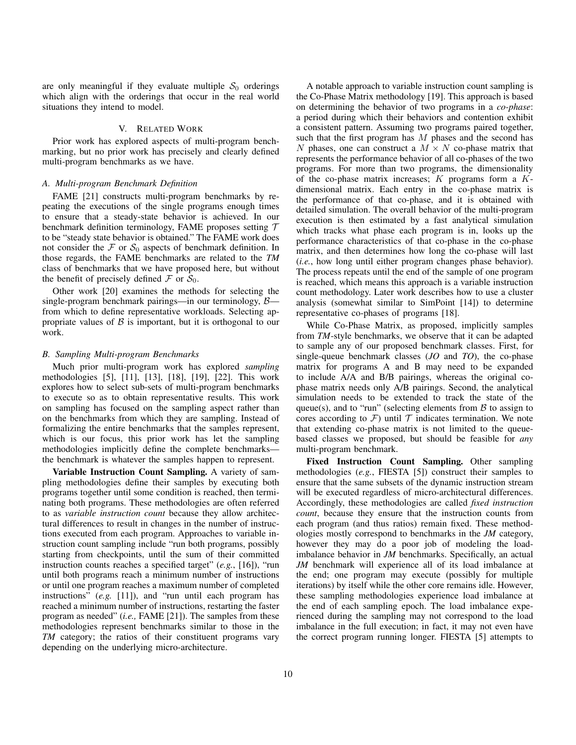are only meaningful if they evaluate multiple $\mathcal{S}_0$ orderings which align with the orderings that occur in the real world situations they intend to model.

## V. Related Work

Prior work has explored aspects of multi-program benchmarking, but no prior work has precisely and clearly defined multi-program benchmarks as we have.

### A. Multi-program Benchmark Definition

FAME [21] constructs multi-program benchmarks by repeating the executions of the single programs enough times to ensure that a steady-state behavior is achieved. In our benchmark definition terminology, FAME proposes setting $\mathcal{T}$ to be "steady state behavior is obtained." The FAME work does not consider the $\mathcal{F}$ or $\mathcal{S}_0$ aspects of benchmark definition. In those regards, the FAME benchmarks are related to the *TM* class of benchmarks that we have proposed here, but without the benefit of precisely defined $\mathcal{F}$ or $\mathcal{S}_0$.

Other work [20] examines the methods for selecting the single-program benchmark pairings—in our terminology, $\mathcal{B}$—from which to define representative workloads. Selecting appropriate values of $\mathcal{B}$ is important, but it is orthogonal to our work.

### B. Sampling Multi-program Benchmarks

Much prior multi-program work has explored *sampling* methodologies [5], [11], [13], [18], [19], [22]. This work explores how to select sub-sets of multi-program benchmarks to execute so as to obtain representative results. This work on sampling has focused on the sampling aspect rather than on the benchmarks from which they are sampling. Instead of formalizing the entire benchmarks that the samples represent, which is our focus, this prior work has let the sampling methodologies implicitly define the complete benchmarks—the benchmark is whatever the samples happen to represent.

**Variable Instruction Count Sampling.** A variety of sampling methodologies define their samples by executing both programs together until some condition is reached, then terminating both programs. These methodologies are often referred to as *variable instruction count* because they allow architectural differences to result in changes in the number of instructions executed from each program. Approaches to variable instruction count sampling include "run both programs, possibly starting from checkpoints, until the sum of their committed instruction counts reaches a specified target" (*e.g.*, [16]), "run until both programs reach a minimum number of instructions or until one program reaches a maximum number of completed instructions" (*e.g.* [11]), and "run until each program has reached a minimum number of instructions, restarting the faster program as needed" (*i.e.,* FAME [21]). The samples from these methodologies represent benchmarks similar to those in the *TM* category; the ratios of their constituent programs vary depending on the underlying micro-architecture.

A notable approach to variable instruction count sampling is the Co-Phase Matrix methodology [19]. This approach is based on determining the behavior of two programs in a *co-phase*: a period during which their behaviors and contention exhibit a consistent pattern. Assuming two programs paired together, such that the first program has $M$ phases and the second has $N$ phases, one can construct a $M \times N$ co-phase matrix that represents the performance behavior of all co-phases of the two programs. For more than two programs, the dimensionality of the co-phase matrix increases; $K$ programs form a $K$-dimensional matrix. Each entry in the co-phase matrix is the performance of that co-phase, and it is obtained with detailed simulation. The overall behavior of the multi-program execution is then estimated by a fast analytical simulation which tracks what phase each program is in, looks up the performance characteristics of that co-phase in the co-phase matrix, and then determines how long the co-phase will last (*i.e.*, how long until either program changes phase behavior). The process repeats until the end of the sample of one program is reached, which means this approach is a variable instruction count methodology. Later work describes how to use a cluster analysis (somewhat similar to SimPoint [14]) to determine representative co-phases of programs [18].

While Co-Phase Matrix, as proposed, implicitly samples from *TM*-style benchmarks, we observe that it can be adapted to sample any of our proposed benchmark classes. First, for single-queue benchmark classes (*JO* and *TO*), the co-phase matrix for programs A and B may need to be expanded to include A/A and B/B pairings, whereas the original co-phase matrix needs only A/B pairings. Second, the analytical simulation needs to be extended to track the state of the queue(s), and to "run" (selecting elements from $\mathcal{B}$ to assign to cores according to $\mathcal{F}$) until $\mathcal{T}$ indicates termination. We note that extending co-phase matrix is not limited to the queue-based classes we proposed, but should be feasible for *any* multi-program benchmark.

**Fixed Instruction Count Sampling.** Other sampling methodologies (*e.g.*, FIESTA [5]) construct their samples to ensure that the same subsets of the dynamic instruction stream will be executed regardless of micro-architectural differences. Accordingly, these methodologies are called *fixed instruction count*, because they ensure that the instruction counts from each program (and thus ratios) remain fixed. These methodologies mostly correspond to benchmarks in the *JM* category, however they may do a poor job of modeling the load-imbalance behavior in *JM* benchmarks. Specifically, an actual *JM* benchmark will experience all of its load imbalance at the end; one program may execute (possibly for multiple iterations) by itself while the other core remains idle. However, these sampling methodologies experience load imbalance at the end of each sampling epoch. The load imbalance experienced during the sampling may not correspond to the load imbalance in the full execution; in fact, it may not even have the correct program running longer. FIESTA [5] attempts to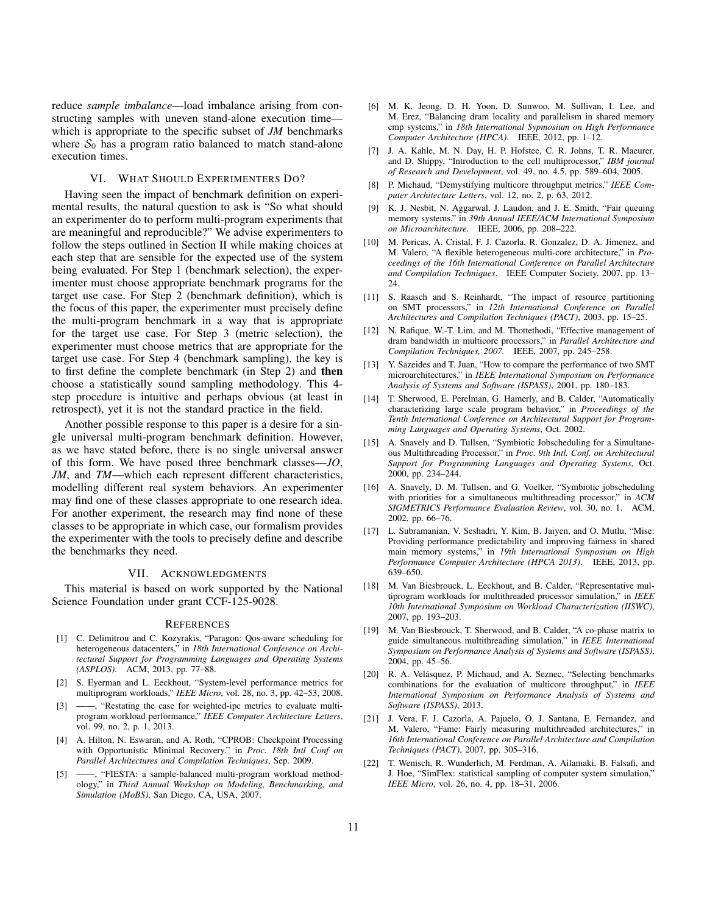reduce *sample imbalance*—load imbalance arising from constructing samples with uneven stand-alone execution time—which is appropriate to the specific subset of *JM* benchmarks where $\mathcal{S}_0$ has a program ratio balanced to match stand-alone execution times.

## VI. What Should Experimenters Do?

Having seen the impact of benchmark definition on experimental results, the natural question to ask is "So what should an experimenter do to perform multi-program experiments that are meaningful and reproducible?" We advise experimenters to follow the steps outlined in Section II while making choices at each step that are sensible for the expected use of the system being evaluated. For Step 1 (benchmark selection), the experimenter must choose appropriate benchmark programs for the target use case. For Step 2 (benchmark definition), which is the focus of this paper, the experimenter must precisely define the multi-program benchmark in a way that is appropriate for the target use case. For Step 3 (metric selection), the experimenter must choose metrics that are appropriate for the target use case. For Step 4 (benchmark sampling), the key is to first define the complete benchmark (in Step 2) and **then** choose a statistically sound sampling methodology. This 4-step procedure is intuitive and perhaps obvious (at least in retrospect), yet it is not the standard practice in the field.

Another possible response to this paper is a desire for a single universal multi-program benchmark definition. However, as we have stated before, there is no single universal answer of this form. We have posed three benchmark classes—*JO*, *JM*, and *TM*—which each represent different characteristics, modelling different real system behaviors. An experimenter may find one of these classes appropriate to one research idea. For another experiment, the research may find none of these classes to be appropriate in which case, our formalism provides the experimenter with the tools to precisely define and describe the benchmarks they need.

## VII. Acknowledgments

This material is based on work supported by the National Science Foundation under grant CCF-125-9028.

## References

[1] C. Delimitrou and C. Kozyrakis, "Paragon: Qos-aware scheduling for heterogeneous datacenters," in *18th International Conference on Architectural Support for Programming Languages and Operating Systems (ASPLOS)*. ACM, 2013, pp. 77–88.

[2] S. Eyerman and L. Eeckhout, "System-level performance metrics for multiprogram workloads," *IEEE Micro*, vol. 28, no. 3, pp. 42–53, 2008.

[3] ——, "Restating the case for weighted-ipc metrics to evaluate multiprogram workload performance," *IEEE Computer Architecture Letters*, vol. 99, no. 2, p. 1, 2013.

[4] A. Hilton, N. Eswaran, and A. Roth, "CPROB: Checkpoint Processing with Opportunistic Minimal Recovery," in *Proc. 18th Intl Conf on Parallel Architectures and Compilation Techniques*, Sep. 2009.

[5] ——, "FIESTA: a sample-balanced multi-program workload methodology," in *Third Annual Workshop on Modeling, Benchmarking, and Simulation (MoBS)*, San Diego, CA, USA, 2007.

[6] M. K. Jeong, D. H. Yoon, D. Sunwoo, M. Sullivan, I. Lee, and M. Erez, "Balancing dram locality and parallelism in shared memory cmp systems," in *18th International Sypmosium on High Performance Computer Architecture (HPCA)*. IEEE, 2012, pp. 1–12.

[7] J. A. Kahle, M. N. Day, H. P. Hofstee, C. R. Johns, T. R. Maeurer, and D. Shippy, "Introduction to the cell multiprocessor," *IBM journal of Research and Development*, vol. 49, no. 4.5, pp. 589–604, 2005.

[8] P. Michaud, "Demystifying multicore throughput metrics," *IEEE Computer Architecture Letters*, vol. 12, no. 2, p. 63, 2012.

[9] K. J. Nesbit, N. Aggarwal, J. Laudon, and J. E. Smith, "Fair queuing memory systems," in *39th Annual IEEE/ACM International Symposium on Microarchitecture.* IEEE, 2006, pp. 208–222.

[10] M. Pericas, A. Cristal, F. J. Cazorla, R. Gonzalez, D. A. Jimenez, and M. Valero, "A flexible heterogeneous multi-core architecture," in *Proceedings of the 16th International Conference on Parallel Architecture and Compilation Techniques*. IEEE Computer Society, 2007, pp. 13–24.

[11] S. Raasch and S. Reinhardt, "The impact of resource partitioning on SMT processors," in *12th International Conference on Parallel Architectures and Compilation Techniques (PACT)*, 2003, pp. 15–25.

[12] N. Rafique, W.-T. Lim, and M. Thottethodi, "Effective management of dram bandwidth in multicore processors," in *Parallel Architecture and Compilation Techniques, 2007.* IEEE, 2007, pp. 245–258.

[13] Y. Sazeides and T. Juan, "How to compare the performance of two SMT microarchitectures," in *IEEE International Symposium on Performance Analysis of Systems and Software (ISPASS)*, 2001, pp. 180–183.

[14] T. Sherwood, E. Perelman, G. Hamerly, and B. Calder, "Automatically characterizing large scale program behavior," in *Proceedings of the Tenth International Conference on Architectural Support for Programming Languages and Operating Systems*, Oct. 2002.

[15] A. Snavely and D. Tullsen, "Symbiotic Jobscheduling for a Simultaneous Multithreading Processor," in *Proc. 9th Intl. Conf. on Architectural Support for Programming Languages and Operating Systems*, Oct. 2000, pp. 234–244.

[16] A. Snavely, D. M. Tullsen, and G. Voelker, "Symbiotic jobscheduling with priorities for a simultaneous multithreading processor," in *ACM SIGMETRICS Performance Evaluation Review*, vol. 30, no. 1. ACM, 2002, pp. 66–76.

[17] L. Subramanian, V. Seshadri, Y. Kim, B. Jaiyen, and O. Mutlu, "Mise: Providing performance predictability and improving fairness in shared main memory systems," in *19th International Symposium on High Performance Computer Architecture (HPCA 2013)*. IEEE, 2013, pp. 639–650.

[18] M. Van Biesbrouck, L. Eeckhout, and B. Calder, "Representative multiprogram workloads for multithreaded processor simulation," in *IEEE 10th International Symposium on Workload Characterization (IISWC)*, 2007, pp. 193–203.

[19] M. Van Biesbrouck, T. Sherwood, and B. Calder, "A co-phase matrix to guide simultaneous multithreading simulation," in *IEEE International Symposium on Performance Analysis of Systems and Software (ISPASS)*, 2004, pp. 45–56.

[20] R. A. Velásquez, P. Michaud, and A. Seznec, "Selecting benchmarks combinations for the evaluation of multicore throughput," in *IEEE International Symposium on Performance Analysis of Systems and Software (ISPASS)*, 2013.

[21] J. Vera, F. J. Cazorla, A. Pajuelo, O. J. Santana, E. Fernandez, and M. Valero, "Fame: Fairly measuring multithreaded architectures," in *16th International Conference on Parallel Architecture and Compilation Techniques (PACT)*, 2007, pp. 305–316.

[22] T. Wenisch, R. Wunderlich, M. Ferdman, A. Ailamaki, B. Falsafi, and J. Hoe, "SimFlex: statistical sampling of computer system simulation," *IEEE Micro*, vol. 26, no. 4, pp. 18–31, 2006.